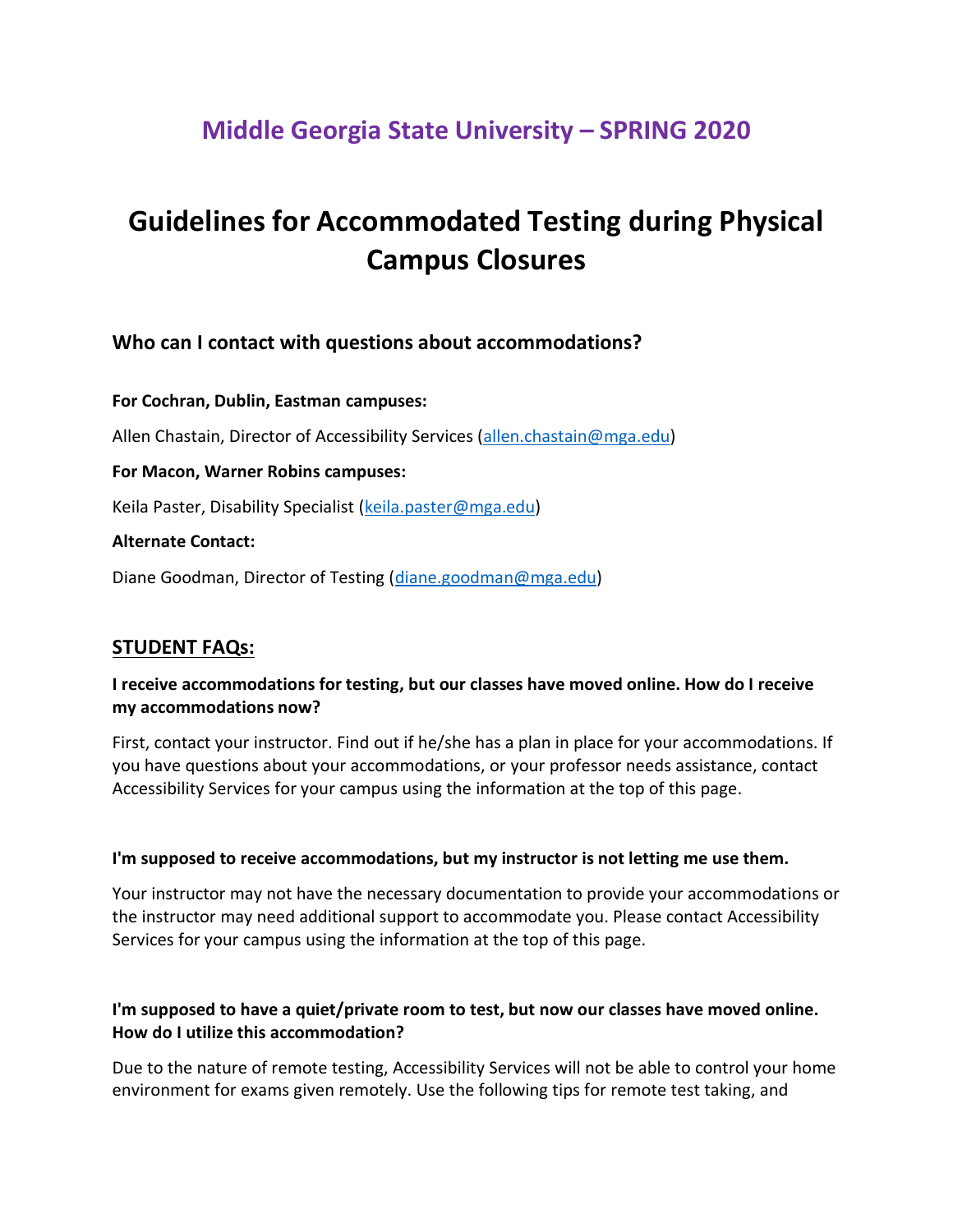## Middle Georgia State University – SPRING 2020

# Guidelines for Accommodated Testing during Physical Campus Closures

### Who can I contact with questions about accommodations?

**For Cochran, Dublin, Eastman campuses:**

Allen Chastain, Director of Accessibility Services (allen.chastain@mga.edu)

**For Macon, Warner Robins campuses:**

Keila Paster, Disability Specialist (keila.paster@mga.edu)

**Alternate Contact:**

Diane Goodman, Director of Testing (diane.goodman@mga.edu)

## STUDENT FAQs:

**I receive accommodations for testing, but our classes have moved online. How do I receive my accommodations now?**

First, contact your instructor. Find out if he/she has a plan in place for your accommodations. If you have questions about your accommodations, or your professor needs assistance, contact Accessibility Services for your campus using the information at the top of this page.

**I'm supposed to receive accommodations, but my instructor is not letting me use them.**

Your instructor may not have the necessary documentation to provide your accommodations or the instructor may need additional support to accommodate you. Please contact Accessibility Services for your campus using the information at the top of this page.

**I'm supposed to have a quiet/private room to test, but now our classes have moved online. How do I utilize this accommodation?**

Due to the nature of remote testing, Accessibility Services will not be able to control your home environment for exams given remotely. Use the following tips for remote test taking, and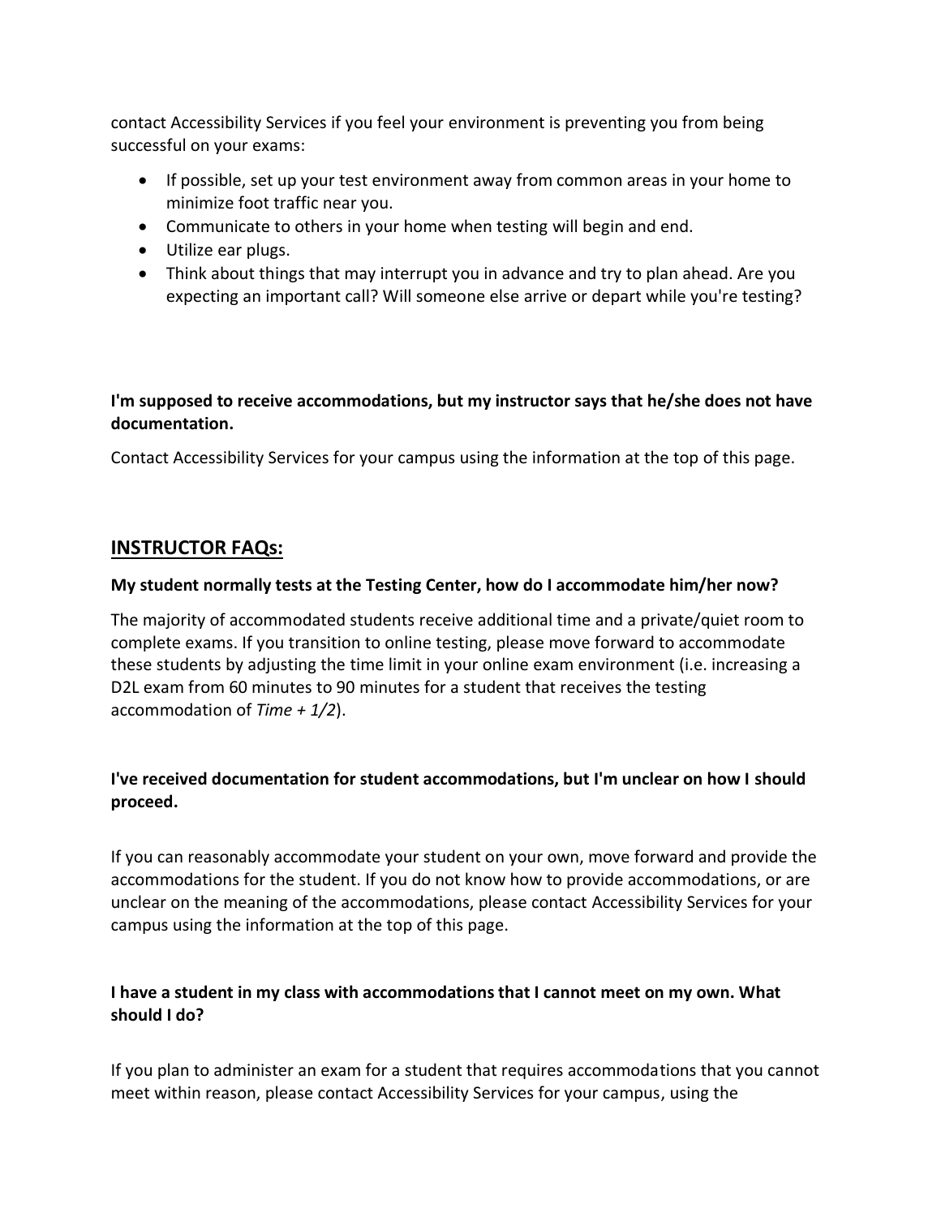contact Accessibility Services if you feel your environment is preventing you from being successful on your exams:

- If possible, set up your test environment away from common areas in your home to minimize foot traffic near you.
- Communicate to others in your home when testing will begin and end.
- Utilize ear plugs.
- Think about things that may interrupt you in advance and try to plan ahead. Are you expecting an important call? Will someone else arrive or depart while you're testing?

**I'm supposed to receive accommodations, but my instructor says that he/she does not have documentation.**

Contact Accessibility Services for your campus using the information at the top of this page.

## INSTRUCTOR FAQs:

**My student normally tests at the Testing Center, how do I accommodate him/her now?**

The majority of accommodated students receive additional time and a private/quiet room to complete exams. If you transition to online testing, please move forward to accommodate these students by adjusting the time limit in your online exam environment (i.e. increasing a D2L exam from 60 minutes to 90 minutes for a student that receives the testing accommodation of *Time + 1/2*).

**I've received documentation for student accommodations, but I'm unclear on how I should proceed.**

If you can reasonably accommodate your student on your own, move forward and provide the accommodations for the student. If you do not know how to provide accommodations, or are unclear on the meaning of the accommodations, please contact Accessibility Services for your campus using the information at the top of this page.

**I have a student in my class with accommodations that I cannot meet on my own. What should I do?**

If you plan to administer an exam for a student that requires accommodations that you cannot meet within reason, please contact Accessibility Services for your campus, using the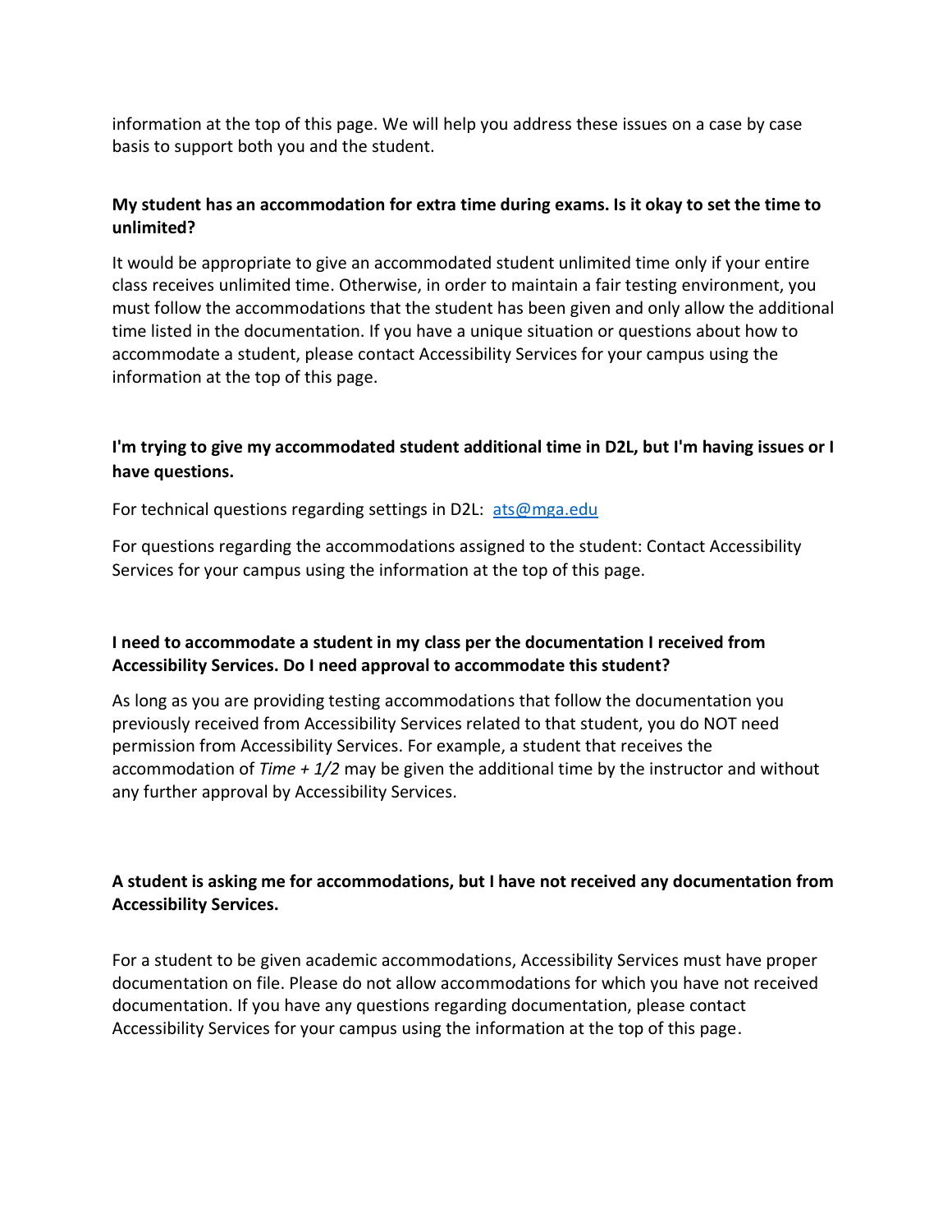information at the top of this page. We will help you address these issues on a case by case basis to support both you and the student.

**My student has an accommodation for extra time during exams. Is it okay to set the time to unlimited?**

It would be appropriate to give an accommodated student unlimited time only if your entire class receives unlimited time. Otherwise, in order to maintain a fair testing environment, you must follow the accommodations that the student has been given and only allow the additional time listed in the documentation. If you have a unique situation or questions about how to accommodate a student, please contact Accessibility Services for your campus using the information at the top of this page.

**I'm trying to give my accommodated student additional time in D2L, but I'm having issues or I have questions.**

For technical questions regarding settings in D2L: [ats@mga.edu](mailto:ats@mga.edu)

For questions regarding the accommodations assigned to the student: Contact Accessibility Services for your campus using the information at the top of this page.

**I need to accommodate a student in my class per the documentation I received from Accessibility Services. Do I need approval to accommodate this student?**

As long as you are providing testing accommodations that follow the documentation you previously received from Accessibility Services related to that student, you do NOT need permission from Accessibility Services. For example, a student that receives the accommodation of *Time + 1/2* may be given the additional time by the instructor and without any further approval by Accessibility Services.

**A student is asking me for accommodations, but I have not received any documentation from Accessibility Services.**

For a student to be given academic accommodations, Accessibility Services must have proper documentation on file. Please do not allow accommodations for which you have not received documentation. If you have any questions regarding documentation, please contact Accessibility Services for your campus using the information at the top of this page.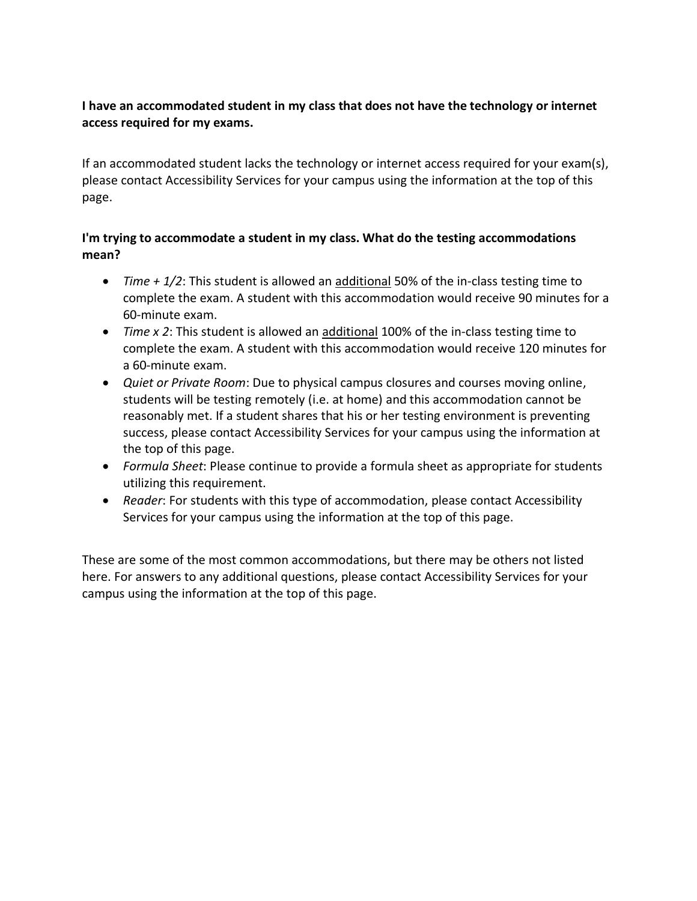**I have an accommodated student in my class that does not have the technology or internet access required for my exams.**

If an accommodated student lacks the technology or internet access required for your exam(s), please contact Accessibility Services for your campus using the information at the top of this page.

**I'm trying to accommodate a student in my class. What do the testing accommodations mean?**

- *Time + 1/2*: This student is allowed an additional 50% of the in-class testing time to complete the exam. A student with this accommodation would receive 90 minutes for a 60-minute exam.
- *Time x 2*: This student is allowed an additional 100% of the in-class testing time to complete the exam. A student with this accommodation would receive 120 minutes for a 60-minute exam.
- *Quiet or Private Room*: Due to physical campus closures and courses moving online, students will be testing remotely (i.e. at home) and this accommodation cannot be reasonably met. If a student shares that his or her testing environment is preventing success, please contact Accessibility Services for your campus using the information at the top of this page.
- *Formula Sheet*: Please continue to provide a formula sheet as appropriate for students utilizing this requirement.
- *Reader*: For students with this type of accommodation, please contact Accessibility Services for your campus using the information at the top of this page.

These are some of the most common accommodations, but there may be others not listed here. For answers to any additional questions, please contact Accessibility Services for your campus using the information at the top of this page.